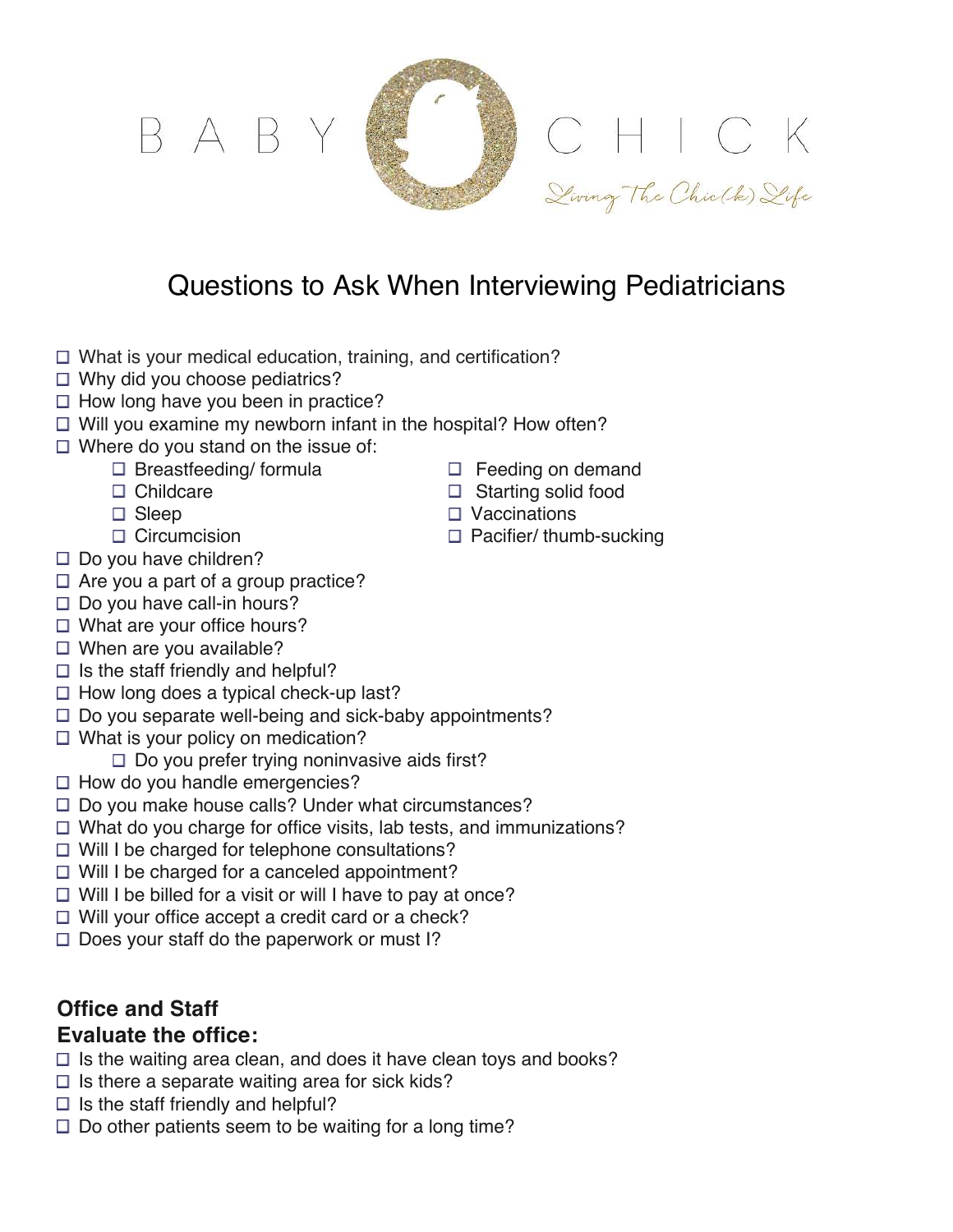BABY CHICK

*Living The Chic(k) Life*

# Questions to Ask When Interviewing Pediatricians

- ☐ What is your medical education, training, and certification?
- ☐ Why did you choose pediatrics?
- ☐ How long have you been in practice?
- ☐ Will you examine my newborn infant in the hospital? How often?
- ☐ Where do you stand on the issue of:
  - ☐ Breastfeeding/ formula
  - ☐ Childcare
  - ☐ Sleep
  - ☐ Circumcision
  - ☐ Feeding on demand
  - ☐ Starting solid food
  - ☐ Vaccinations
  - ☐ Pacifier/ thumb-sucking
- ☐ Do you have children?
- ☐ Are you a part of a group practice?
- ☐ Do you have call-in hours?
- ☐ What are your office hours?
- ☐ When are you available?
- ☐ Is the staff friendly and helpful?
- ☐ How long does a typical check-up last?
- ☐ Do you separate well-being and sick-baby appointments?
- ☐ What is your policy on medication?
  - ☐ Do you prefer trying noninvasive aids first?
- ☐ How do you handle emergencies?
- ☐ Do you make house calls? Under what circumstances?
- ☐ What do you charge for office visits, lab tests, and immunizations?
- ☐ Will I be charged for telephone consultations?
- ☐ Will I be charged for a canceled appointment?
- ☐ Will I be billed for a visit or will I have to pay at once?
- ☐ Will your office accept a credit card or a check?
- ☐ Does your staff do the paperwork or must I?

## Office and Staff

### Evaluate the office:

- ☐ Is the waiting area clean, and does it have clean toys and books?
- ☐ Is there a separate waiting area for sick kids?
- ☐ Is the staff friendly and helpful?
- ☐ Do other patients seem to be waiting for a long time?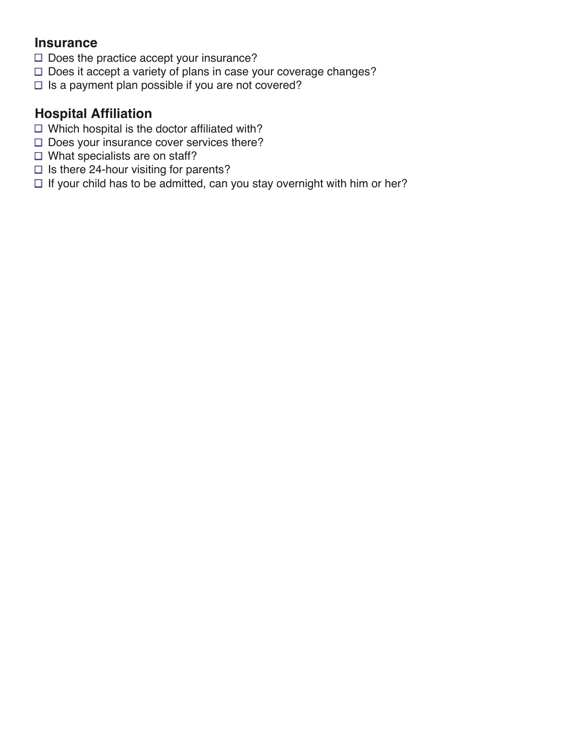## Insurance

- ☐ Does the practice accept your insurance?
- ☐ Does it accept a variety of plans in case your coverage changes?
- ☐ Is a payment plan possible if you are not covered?

## Hospital Affiliation

- ☐ Which hospital is the doctor affiliated with?
- ☐ Does your insurance cover services there?
- ☐ What specialists are on staff?
- ☐ Is there 24-hour visiting for parents?
- ☐ If your child has to be admitted, can you stay overnight with him or her?